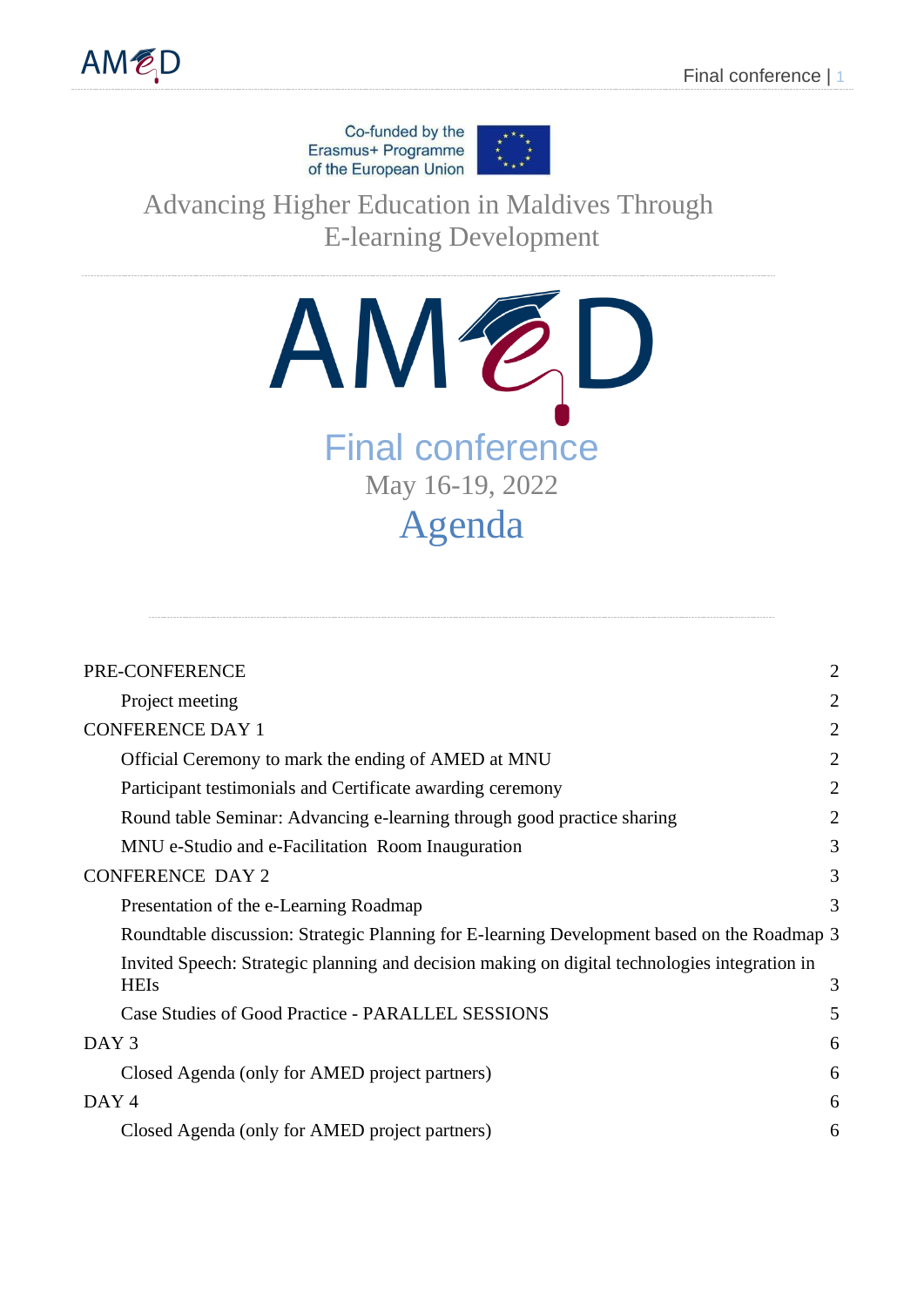Co-funded by the Erasmus+ Programme of the European Union

# Advancing Higher Education in Maldives Through E-learning Development

# AMED

## Final conference

May 16-19, 2022

## Agenda

| | |
|---|---|
| PRE-CONFERENCE | 2 |
| Project meeting | 2 |
| CONFERENCE DAY 1 | 2 |
| Official Ceremony to mark the ending of AMED at MNU | 2 |
| Participant testimonials and Certificate awarding ceremony | 2 |
| Round table Seminar: Advancing e-learning through good practice sharing | 2 |
| MNU e-Studio and e-Facilitation Room Inauguration | 3 |
| CONFERENCE DAY 2 | 3 |
| Presentation of the e-Learning Roadmap | 3 |
| Roundtable discussion: Strategic Planning for E-learning Development based on the Roadmap | 3 |
| Invited Speech: Strategic planning and decision making on digital technologies integration in HEIs | 3 |
| Case Studies of Good Practice - PARALLEL SESSIONS | 5 |
| DAY 3 | 6 |
| Closed Agenda (only for AMED project partners) | 6 |
| DAY 4 | 6 |
| Closed Agenda (only for AMED project partners) | 6 |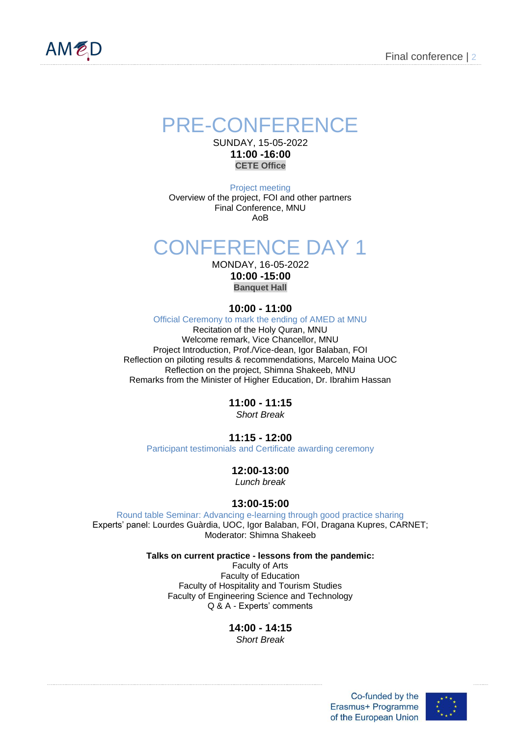# PRE-CONFERENCE

SUNDAY, 15-05-2022

**11:00 -16:00**

**CETE Office**

Project meeting

Overview of the project, FOI and other partners

Final Conference, MNU

AoB

# CONFERENCE DAY 1

MONDAY, 16-05-2022

**10:00 -15:00**

**Banquet Hall**

**10:00 - 11:00**

Official Ceremony to mark the ending of AMED at MNU

Recitation of the Holy Quran, MNU

Welcome remark, Vice Chancellor, MNU

Project Introduction, Prof./Vice-dean, Igor Balaban, FOI

Reflection on piloting results & recommendations, Marcelo Maina UOC

Reflection on the project, Shimna Shakeeb, MNU

Remarks from the Minister of Higher Education, Dr. Ibrahim Hassan

**11:00 - 11:15**

*Short Break*

**11:15 - 12:00**

Participant testimonials and Certificate awarding ceremony

**12:00-13:00**

*Lunch break*

**13:00-15:00**

Round table Seminar: Advancing e-learning through good practice sharing

Experts' panel: Lourdes Guàrdia, UOC, Igor Balaban, FOI, Dragana Kupres, CARNET;

Moderator: Shimna Shakeeb

**Talks on current practice - lessons from the pandemic:**

Faculty of Arts

Faculty of Education

Faculty of Hospitality and Tourism Studies

Faculty of Engineering Science and Technology

Q & A - Experts' comments

**14:00 - 14:15**

*Short Break*

Co-funded by the Erasmus+ Programme of the European Union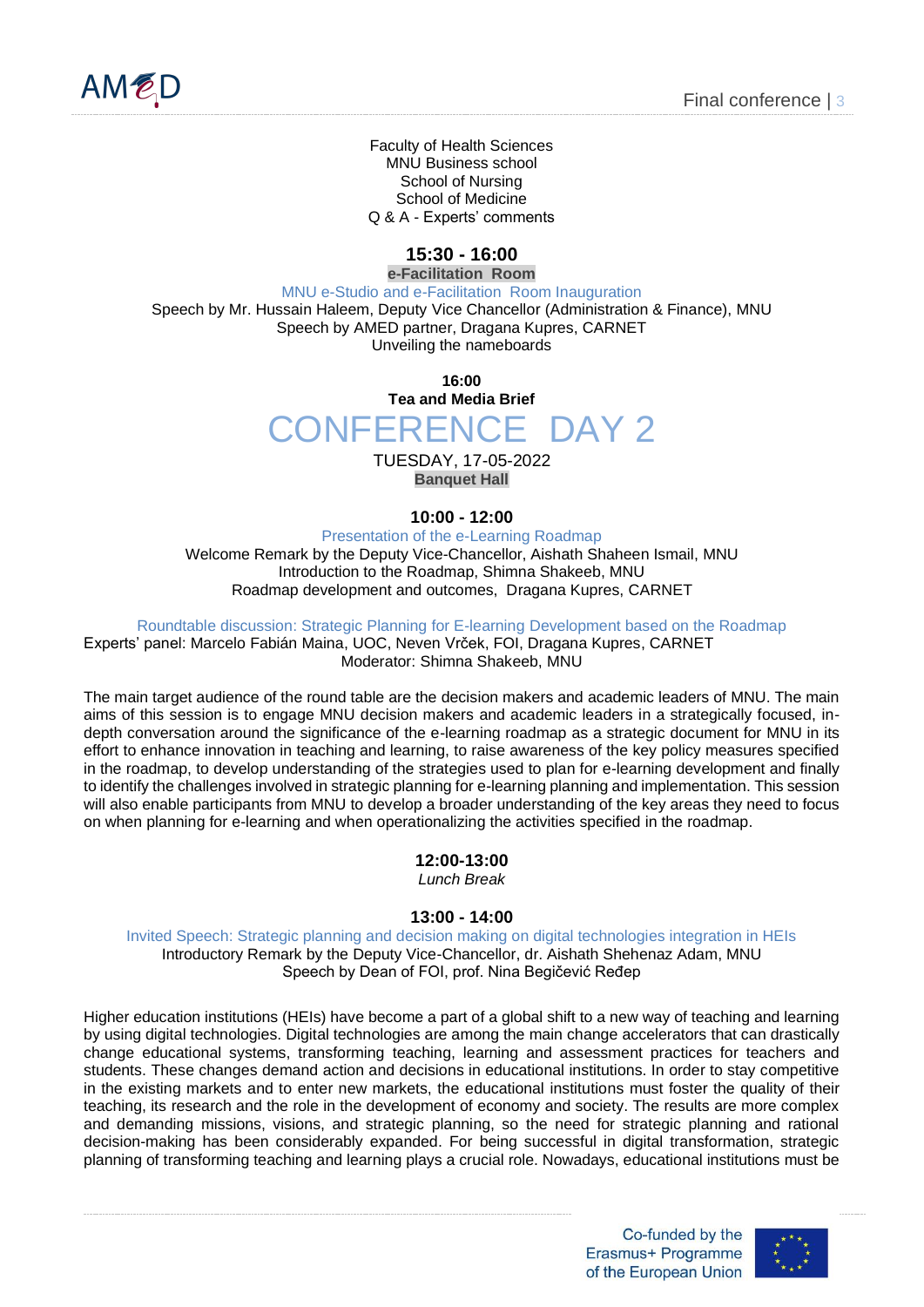Faculty of Health Sciences
MNU Business school
School of Nursing
School of Medicine
Q & A - Experts' comments

**15:30 - 16:00**

**e-Facilitation Room**

MNU e-Studio and e-Facilitation Room Inauguration

Speech by Mr. Hussain Haleem, Deputy Vice Chancellor (Administration & Finance), MNU
Speech by AMED partner, Dragana Kupres, CARNET
Unveiling the nameboards

**16:00**
**Tea and Media Brief**

# CONFERENCE DAY 2

TUESDAY, 17-05-2022
**Banquet Hall**

**10:00 - 12:00**

Presentation of the e-Learning Roadmap

Welcome Remark by the Deputy Vice-Chancellor, Aishath Shaheen Ismail, MNU
Introduction to the Roadmap, Shimna Shakeeb, MNU
Roadmap development and outcomes, Dragana Kupres, CARNET

Roundtable discussion: Strategic Planning for E-learning Development based on the Roadmap

Experts' panel: Marcelo Fabián Maina, UOC, Neven Vrček, FOI, Dragana Kupres, CARNET
Moderator: Shimna Shakeeb, MNU

The main target audience of the round table are the decision makers and academic leaders of MNU. The main aims of this session is to engage MNU decision makers and academic leaders in a strategically focused, in-depth conversation around the significance of the e-learning roadmap as a strategic document for MNU in its effort to enhance innovation in teaching and learning, to raise awareness of the key policy measures specified in the roadmap, to develop understanding of the strategies used to plan for e-learning development and finally to identify the challenges involved in strategic planning for e-learning planning and implementation. This session will also enable participants from MNU to develop a broader understanding of the key areas they need to focus on when planning for e-learning and when operationalizing the activities specified in the roadmap.

**12:00-13:00**
*Lunch Break*

**13:00 - 14:00**

Invited Speech: Strategic planning and decision making on digital technologies integration in HEIs

Introductory Remark by the Deputy Vice-Chancellor, dr. Aishath Shehenaz Adam, MNU
Speech by Dean of FOI, prof. Nina Begičević Ređep

Higher education institutions (HEIs) have become a part of a global shift to a new way of teaching and learning by using digital technologies. Digital technologies are among the main change accelerators that can drastically change educational systems, transforming teaching, learning and assessment practices for teachers and students. These changes demand action and decisions in educational institutions. In order to stay competitive in the existing markets and to enter new markets, the educational institutions must foster the quality of their teaching, its research and the role in the development of economy and society. The results are more complex and demanding missions, visions, and strategic planning, so the need for strategic planning and rational decision-making has been considerably expanded. For being successful in digital transformation, strategic planning of transforming teaching and learning plays a crucial role. Nowadays, educational institutions must be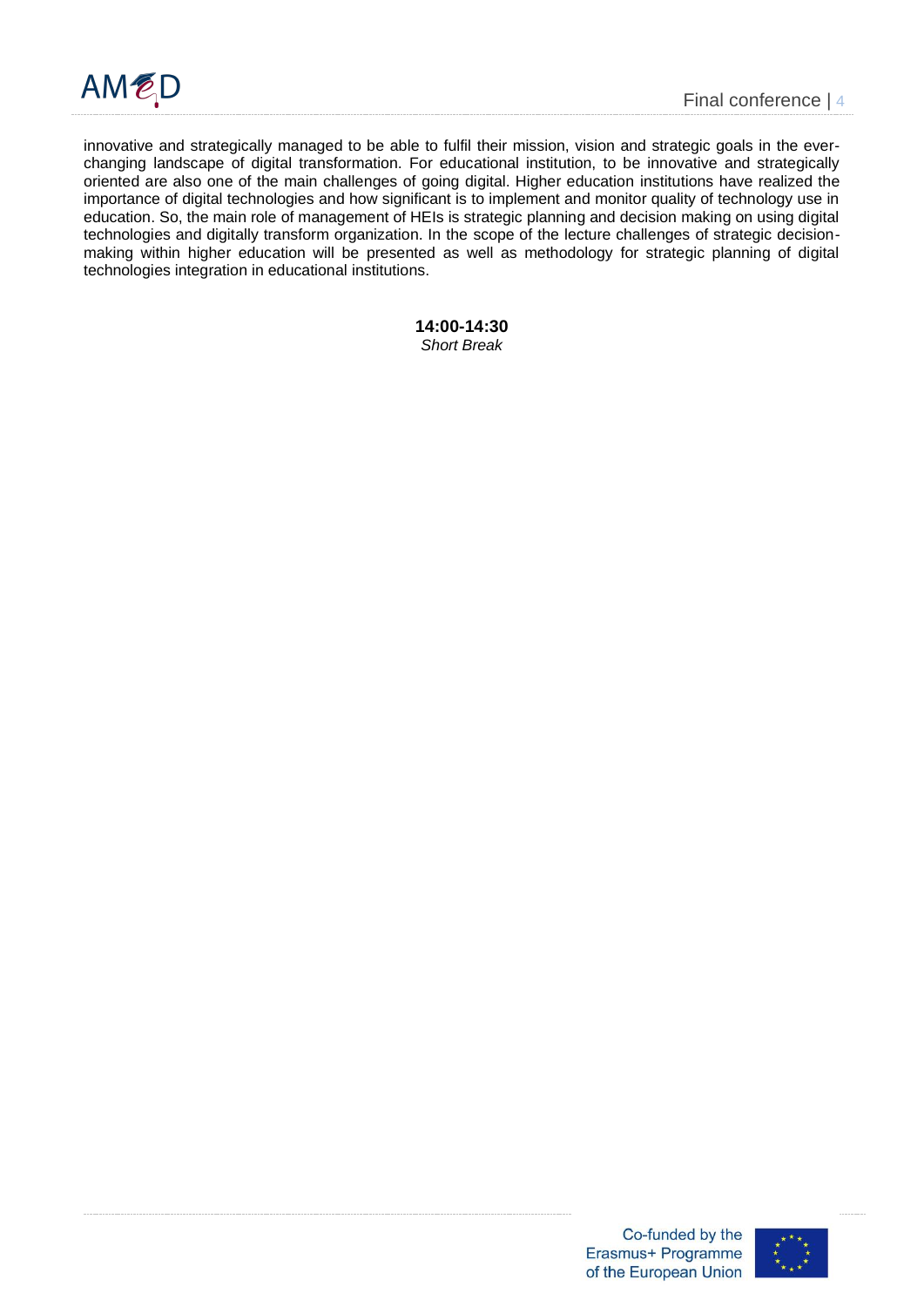innovative and strategically managed to be able to fulfil their mission, vision and strategic goals in the ever-changing landscape of digital transformation. For educational institution, to be innovative and strategically oriented are also one of the main challenges of going digital. Higher education institutions have realized the importance of digital technologies and how significant is to implement and monitor quality of technology use in education. So, the main role of management of HEIs is strategic planning and decision making on using digital technologies and digitally transform organization. In the scope of the lecture challenges of strategic decision-making within higher education will be presented as well as methodology for strategic planning of digital technologies integration in educational institutions.

**14:00-14:30**
*Short Break*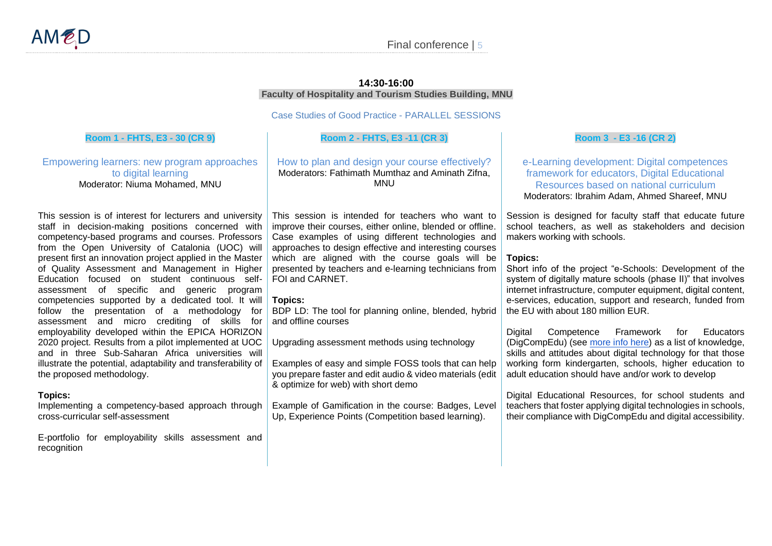**14:30-16:00**

**Faculty of Hospitality and Tourism Studies Building, MNU**

Case Studies of Good Practice - PARALLEL SESSIONS

### Room 1 - FHTS, E3 - 30 (CR 9)

#### Empowering learners: new program approaches to digital learning

Moderator: Niuma Mohamed, MNU

This session is of interest for lecturers and university staff in decision-making positions concerned with competency-based programs and courses. Professors from the Open University of Catalonia (UOC) will present first an innovation project applied in the Master of Quality Assessment and Management in Higher Education focused on student continuous self-assessment of specific and generic program competencies supported by a dedicated tool. It will follow the presentation of a methodology for assessment and micro crediting of skills for employability developed within the EPICA HORIZON 2020 project. Results from a pilot implemented at UOC and in three Sub-Saharan Africa universities will illustrate the potential, adaptability and transferability of the proposed methodology.

**Topics:**

Implementing a competency-based approach through cross-curricular self-assessment

E-portfolio for employability skills assessment and recognition

### Room 2 - FHTS, E3 -11 (CR 3)

#### How to plan and design your course effectively?

Moderators: Fathimath Mumthaz and Aminath Zifna, MNU

This session is intended for teachers who want to improve their courses, either online, blended or offline. Case examples of using different technologies and approaches to design effective and interesting courses which are aligned with the course goals will be presented by teachers and e-learning technicians from FOI and CARNET.

**Topics:**

BDP LD: The tool for planning online, blended, hybrid and offline courses

Upgrading assessment methods using technology

Examples of easy and simple FOSS tools that can help you prepare faster and edit audio & video materials (edit & optimize for web) with short demo

Example of Gamification in the course: Badges, Level Up, Experience Points (Competition based learning).

### Room 3 - E3 -16 (CR 2)

#### e-Learning development: Digital competences framework for educators, Digital Educational Resources based on national curriculum

Moderators: Ibrahim Adam, Ahmed Shareef, MNU

Session is designed for faculty staff that educate future school teachers, as well as stakeholders and decision makers working with schools.

**Topics:**

Short info of the project "e-Schools: Development of the system of digitally mature schools (phase II)" that involves internet infrastructure, computer equipment, digital content, e-services, education, support and research, funded from the EU with about 180 million EUR.

Digital Competence Framework for Educators (DigCompEdu) (see more info here) as a list of knowledge, skills and attitudes about digital technology for that those working form kindergarten, schools, higher education to adult education should have and/or work to develop

Digital Educational Resources, for school students and teachers that foster applying digital technologies in schools, their compliance with DigCompEdu and digital accessibility.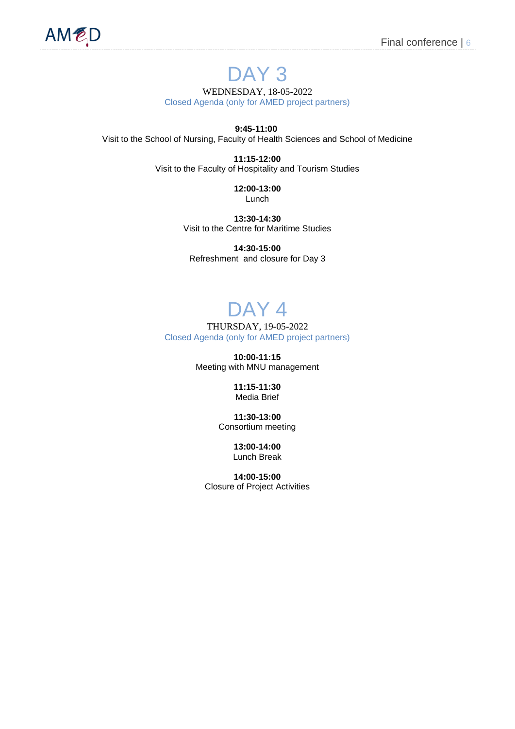# DAY 3

WEDNESDAY, 18-05-2022

Closed Agenda (only for AMED project partners)

**9:45-11:00**
Visit to the School of Nursing, Faculty of Health Sciences and School of Medicine

**11:15-12:00**
Visit to the Faculty of Hospitality and Tourism Studies

**12:00-13:00**
Lunch

**13:30-14:30**
Visit to the Centre for Maritime Studies

**14:30-15:00**
Refreshment and closure for Day 3

# DAY 4

THURSDAY, 19-05-2022

Closed Agenda (only for AMED project partners)

**10:00-11:15**
Meeting with MNU management

**11:15-11:30**
Media Brief

**11:30-13:00**
Consortium meeting

**13:00-14:00**
Lunch Break

**14:00-15:00**
Closure of Project Activities